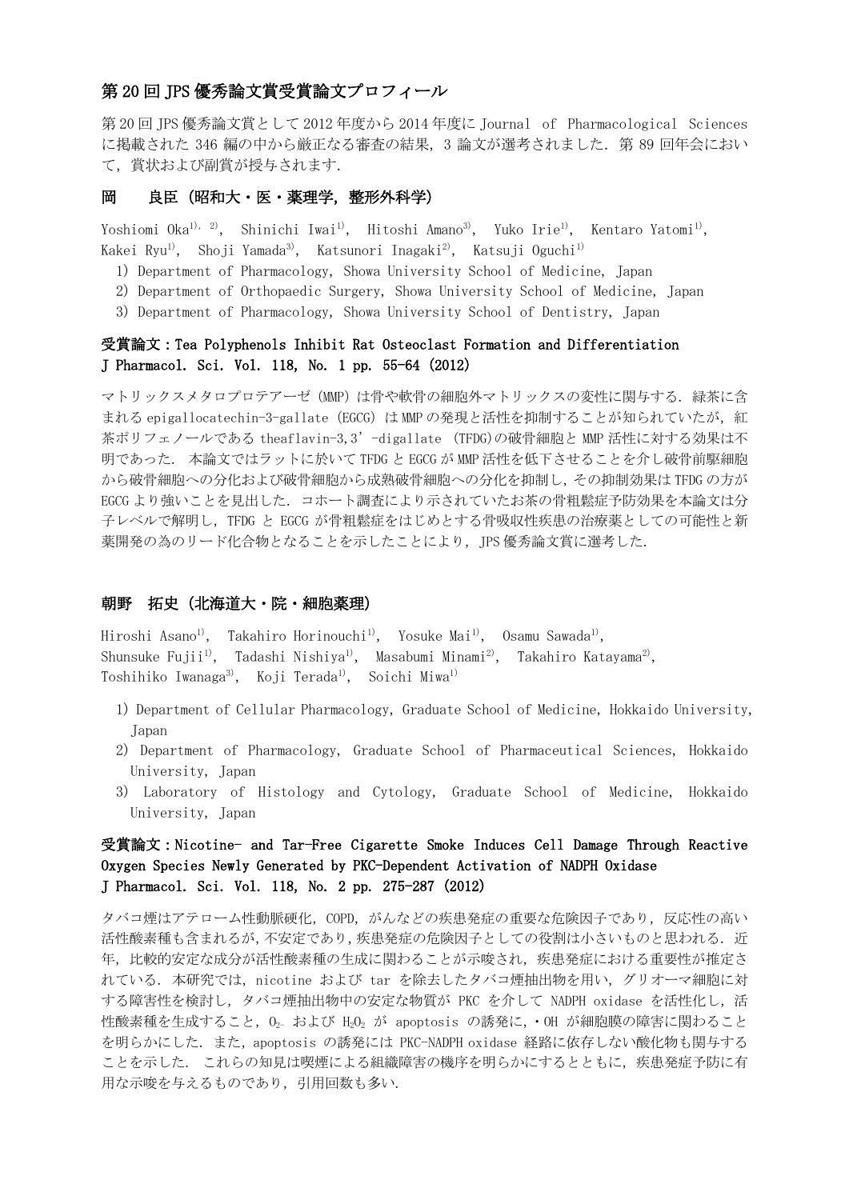## 第 20 回 JPS 優秀論文賞受賞論文プロフィール

第 20 回 JPS 優秀論文賞として 2012 年度から 2014 年度に Journal of Pharmacological Sciences に掲載された 346 編の中から厳正なる審査の結果，3 論文が選考されました．第 89 回年会において，賞状および副賞が授与されます．

### 岡　良臣（昭和大・医・薬理学，整形外科学）

Yoshiomi Oka[1, 2], Shinichi Iwai[1], Hitoshi Amano[3], Yuko Irie[1], Kentaro Yatomi[1], Kakei Ryu[1], Shoji Yamada[3], Katsunori Inagaki[2], Katsuji Oguchi[1]

1) Department of Pharmacology, Showa University School of Medicine, Japan
2) Department of Orthopaedic Surgery, Showa University School of Medicine, Japan
3) Department of Pharmacology, Showa University School of Dentistry, Japan

**受賞論文：Tea Polyphenols Inhibit Rat Osteoclast Formation and Differentiation**
**J Pharmacol. Sci. Vol. 118, No. 1 pp. 55-64 (2012)**

マトリックスメタロプロテアーゼ (MMP) は骨や軟骨の細胞外マトリックスの変性に関与する．緑茶に含まれる epigallocatechin-3-gallate (EGCG) は MMP の発現と活性を抑制することが知られていたが，紅茶ポリフェノールである theaflavin-3,3'-digallate (TFDG)の破骨細胞と MMP 活性に対する効果は不明であった． 本論文ではラットに於いて TFDG と EGCG が MMP 活性を低下させることを介し破骨前駆細胞から破骨細胞への分化および破骨細胞から成熟破骨細胞への分化を抑制し，その抑制効果は TFDG の方が EGCG より強いことを見出した．コホート調査により示されていたお茶の骨粗鬆症予防効果を本論文は分子レベルで解明し，TFDG と EGCG が骨粗鬆症をはじめとする骨吸収性疾患の治療薬としての可能性と新薬開発の為のリード化合物となることを示したことにより，JPS 優秀論文賞に選考した．

### 朝野　拓史（北海道大・院・細胞薬理）

Hiroshi Asano[1], Takahiro Horinouchi[1], Yosuke Mai[1], Osamu Sawada[1], Shunsuke Fujii[1], Tadashi Nishiya[1], Masabumi Minami[2], Takahiro Katayama[2], Toshihiko Iwanaga[3], Koji Terada[1], Soichi Miwa[1]

1) Department of Cellular Pharmacology, Graduate School of Medicine, Hokkaido University, Japan
2) Department of Pharmacology, Graduate School of Pharmaceutical Sciences, Hokkaido University, Japan
3) Laboratory of Histology and Cytology, Graduate School of Medicine, Hokkaido University, Japan

**受賞論文：Nicotine- and Tar-Free Cigarette Smoke Induces Cell Damage Through Reactive Oxygen Species Newly Generated by PKC-Dependent Activation of NADPH Oxidase**
**J Pharmacol. Sci. Vol. 118, No. 2 pp. 275-287 (2012)**

タバコ煙はアテローム性動脈硬化，COPD，がんなどの疾患発症の重要な危険因子であり，反応性の高い活性酸素種も含まれるが，不安定であり，疾患発症の危険因子としての役割は小さいものと思われる．近年，比較的安定な成分が活性酸素種の生成に関わることが示唆され，疾患発症における重要性が推定されている．本研究では，nicotine および tar を除去したタバコ煙抽出物を用い，グリオーマ細胞に対する障害性を検討し，タバコ煙抽出物中の安定な物質が PKC を介して NADPH oxidase を活性化し，活性酸素種を生成すること，$O_2^-$ および $H_2O_2$ が apoptosis の誘発に，・OH が細胞膜の障害に関わることを明らかにした．また，apoptosis の誘発には PKC-NADPH oxidase 経路に依存しない酸化物も関与することを示した． これらの知見は喫煙による組織障害の機序を明らかにするとともに，疾患発症予防に有用な示唆を与えるものであり，引用回数も多い．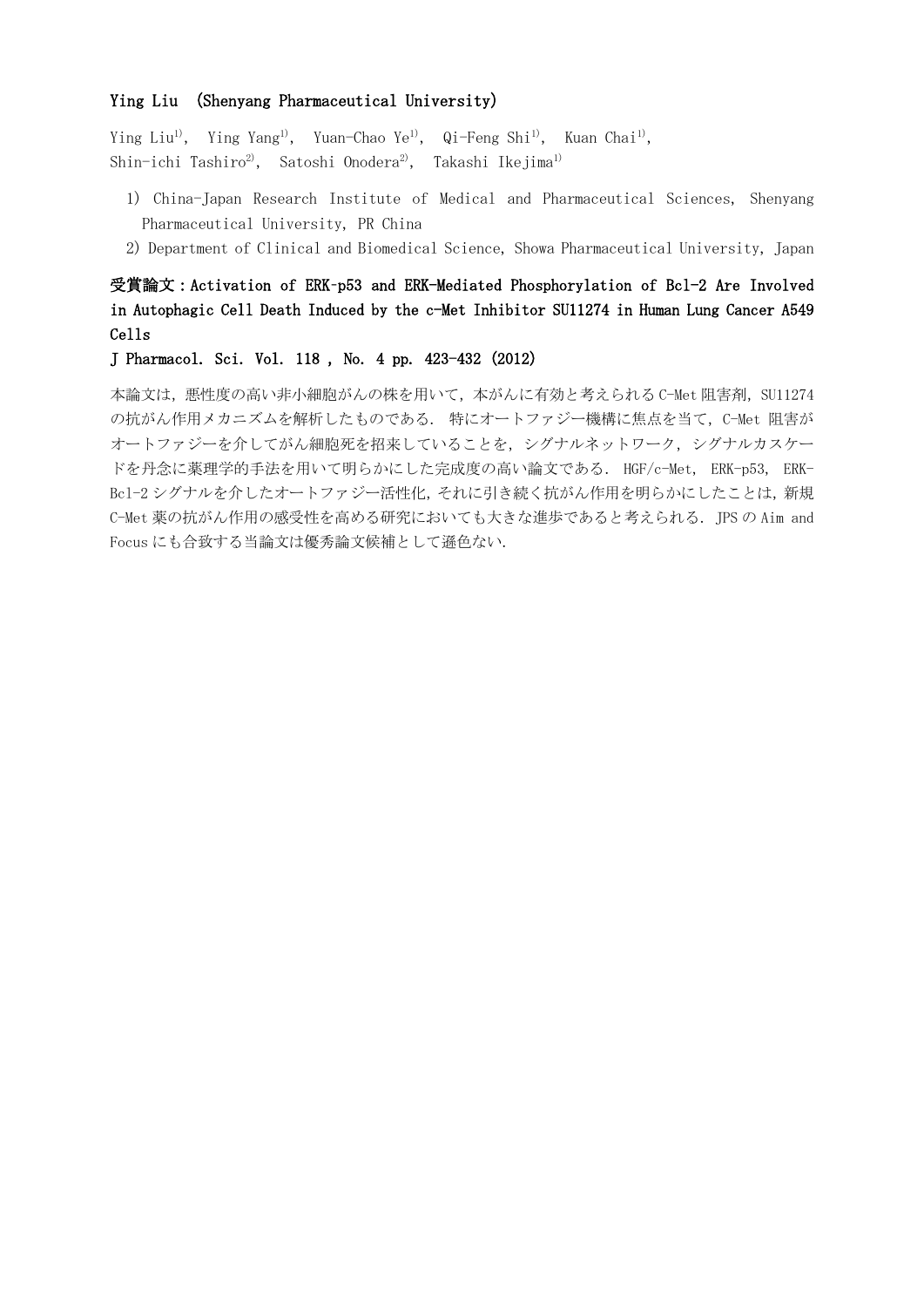## Ying Liu (Shenyang Pharmaceutical University)

Ying Liu[1), Ying Yang[1), Yuan-Chao Ye[1), Qi-Feng Shi[1), Kuan Chai[1), Shin-ichi Tashiro[2), Satoshi Onodera[2), Takashi Ikejima[1)

1) China-Japan Research Institute of Medical and Pharmaceutical Sciences, Shenyang Pharmaceutical University, PR China
2) Department of Clinical and Biomedical Science, Showa Pharmaceutical University, Japan

**受賞論文：Activation of ERK-p53 and ERK-Mediated Phosphorylation of Bcl-2 Are Involved in Autophagic Cell Death Induced by the c-Met Inhibitor SU11274 in Human Lung Cancer A549 Cells**

**J Pharmacol. Sci. Vol. 118 , No. 4 pp. 423-432 (2012)**

本論文は，悪性度の高い非小細胞がんの株を用いて，本がんに有効と考えられるC-Met阻害剤，SU11274の抗がん作用メカニズムを解析したものである．特にオートファジー機構に焦点を当て，C-Met 阻害がオートファジーを介してがん細胞死を招来していることを，シグナルネットワーク，シグナルカスケードを丹念に薬理学的手法を用いて明らかにした完成度の高い論文である．HGF/c-Met, ERK-p53, ERK-Bcl-2シグナルを介したオートファジー活性化，それに引き続く抗がん作用を明らかにしたことは，新規C-Met薬の抗がん作用の感受性を高める研究においても大きな進歩であると考えられる．JPSのAim and Focusにも合致する当論文は優秀論文候補として遜色ない．